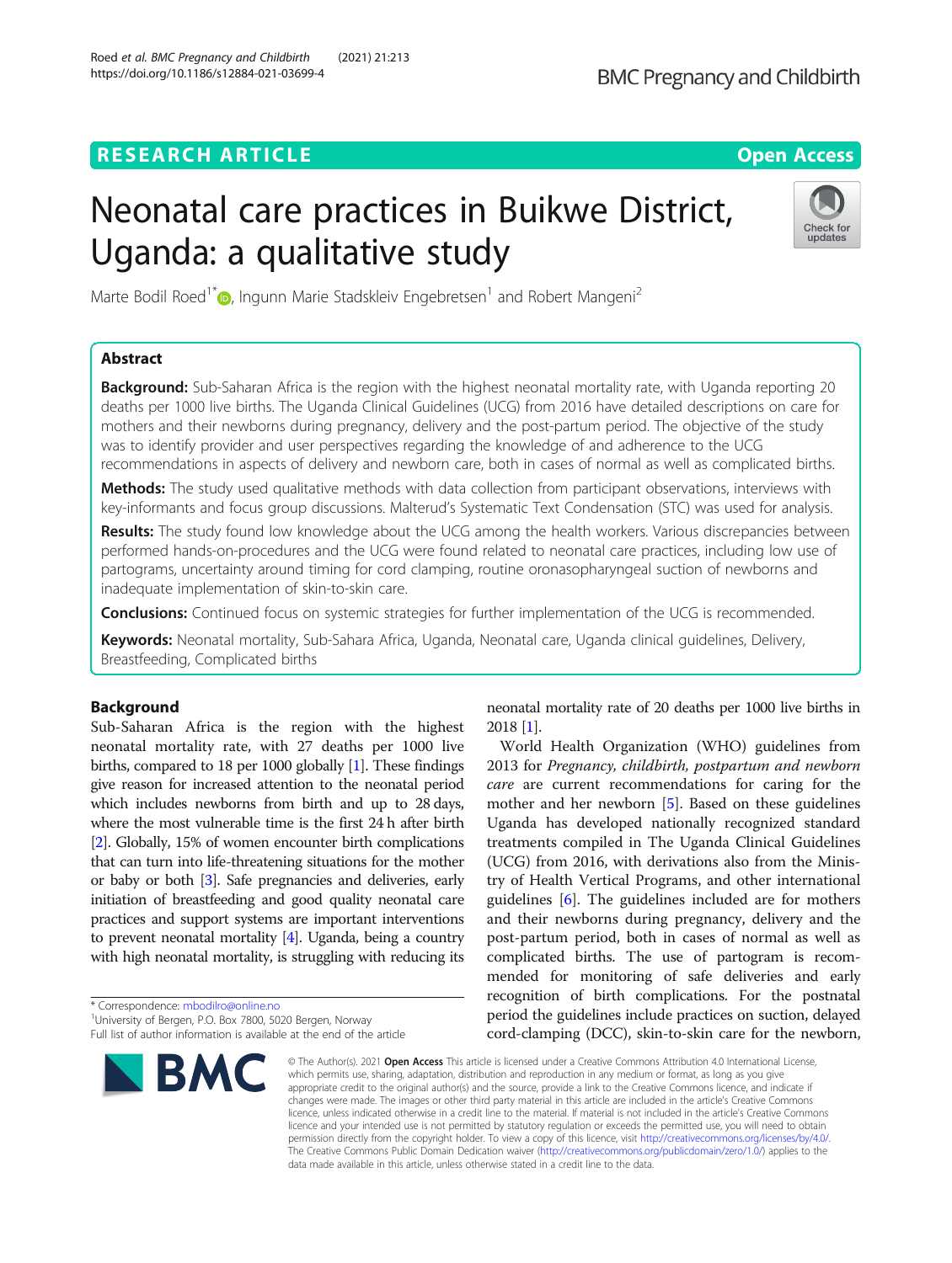RESEARCH ARTICLE

Open Access

# Neonatal care practices in Buikwe District, Uganda: a qualitative study

Marte Bodil Roed[1*], Ingunn Marie Stadskleiv Engebretsen[1] and Robert Mangeni[2]

## Abstract

**Background:** Sub-Saharan Africa is the region with the highest neonatal mortality rate, with Uganda reporting 20 deaths per 1000 live births. The Uganda Clinical Guidelines (UCG) from 2016 have detailed descriptions on care for mothers and their newborns during pregnancy, delivery and the post-partum period. The objective of the study was to identify provider and user perspectives regarding the knowledge of and adherence to the UCG recommendations in aspects of delivery and newborn care, both in cases of normal as well as complicated births.

**Methods:** The study used qualitative methods with data collection from participant observations, interviews with key-informants and focus group discussions. Malterud's Systematic Text Condensation (STC) was used for analysis.

**Results:** The study found low knowledge about the UCG among the health workers. Various discrepancies between performed hands-on-procedures and the UCG were found related to neonatal care practices, including low use of partograms, uncertainty around timing for cord clamping, routine oronasopharyngeal suction of newborns and inadequate implementation of skin-to-skin care.

**Conclusions:** Continued focus on systemic strategies for further implementation of the UCG is recommended.

**Keywords:** Neonatal mortality, Sub-Sahara Africa, Uganda, Neonatal care, Uganda clinical guidelines, Delivery, Breastfeeding, Complicated births

## Background

Sub-Saharan Africa is the region with the highest neonatal mortality rate, with 27 deaths per 1000 live births, compared to 18 per 1000 globally [1]. These findings give reason for increased attention to the neonatal period which includes newborns from birth and up to 28 days, where the most vulnerable time is the first 24 h after birth [2]. Globally, 15% of women encounter birth complications that can turn into life-threatening situations for the mother or baby or both [3]. Safe pregnancies and deliveries, early initiation of breastfeeding and good quality neonatal care practices and support systems are important interventions to prevent neonatal mortality [4]. Uganda, being a country with high neonatal mortality, is struggling with reducing its neonatal mortality rate of 20 deaths per 1000 live births in 2018 [1].

World Health Organization (WHO) guidelines from 2013 for *Pregnancy, childbirth, postpartum and newborn care* are current recommendations for caring for the mother and her newborn [5]. Based on these guidelines Uganda has developed nationally recognized standard treatments compiled in The Uganda Clinical Guidelines (UCG) from 2016, with derivations also from the Ministry of Health Vertical Programs, and other international guidelines [6]. The guidelines included are for mothers and their newborns during pregnancy, delivery and the post-partum period, both in cases of normal as well as complicated births. The use of partogram is recommended for monitoring of safe deliveries and early recognition of birth complications. For the postnatal period the guidelines include practices on suction, delayed cord-clamping (DCC), skin-to-skin care for the newborn,

* Correspondence: mbodilro@online.no
[1]University of Bergen, P.O. Box 7800, 5020 Bergen, Norway
Full list of author information is available at the end of the article

© The Author(s). 2021 **Open Access** This article is licensed under a Creative Commons Attribution 4.0 International License, which permits use, sharing, adaptation, distribution and reproduction in any medium or format, as long as you give appropriate credit to the original author(s) and the source, provide a link to the Creative Commons licence, and indicate if changes were made. The images or other third party material in this article are included in the article's Creative Commons licence, unless indicated otherwise in a credit line to the material. If material is not included in the article's Creative Commons licence and your intended use is not permitted by statutory regulation or exceeds the permitted use, you will need to obtain permission directly from the copyright holder. To view a copy of this licence, visit http://creativecommons.org/licenses/by/4.0/. The Creative Commons Public Domain Dedication waiver (http://creativecommons.org/publicdomain/zero/1.0/) applies to the data made available in this article, unless otherwise stated in a credit line to the data.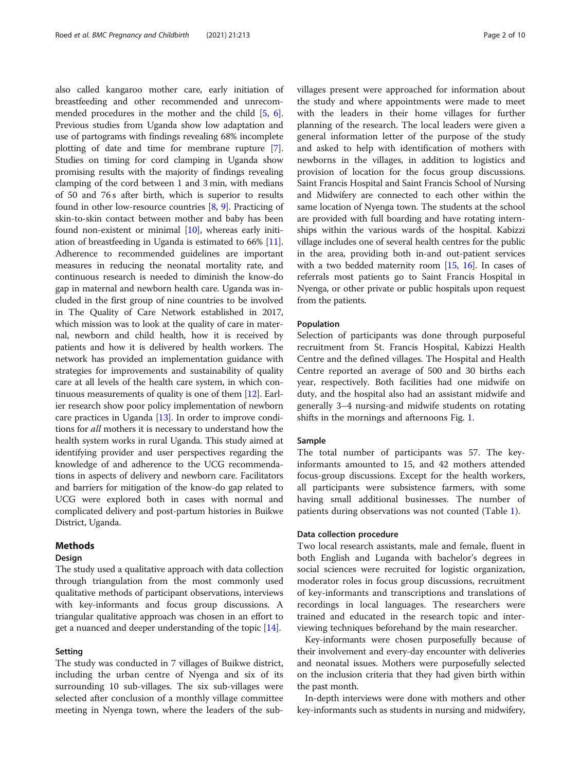also called kangaroo mother care, early initiation of breastfeeding and other recommended and unrecommended procedures in the mother and the child [5, 6]. Previous studies from Uganda show low adaptation and use of partograms with findings revealing 68% incomplete plotting of date and time for membrane rupture [7]. Studies on timing for cord clamping in Uganda show promising results with the majority of findings revealing clamping of the cord between 1 and 3 min, with medians of 50 and 76 s after birth, which is superior to results found in other low-resource countries [8, 9]. Practicing of skin-to-skin contact between mother and baby has been found non-existent or minimal [10], whereas early initiation of breastfeeding in Uganda is estimated to 66% [11]. Adherence to recommended guidelines are important measures in reducing the neonatal mortality rate, and continuous research is needed to diminish the know-do gap in maternal and newborn health care. Uganda was included in the first group of nine countries to be involved in The Quality of Care Network established in 2017, which mission was to look at the quality of care in maternal, newborn and child health, how it is received by patients and how it is delivered by health workers. The network has provided an implementation guidance with strategies for improvements and sustainability of quality care at all levels of the health care system, in which continuous measurements of quality is one of them [12]. Earlier research show poor policy implementation of newborn care practices in Uganda [13]. In order to improve conditions for *all* mothers it is necessary to understand how the health system works in rural Uganda. This study aimed at identifying provider and user perspectives regarding the knowledge of and adherence to the UCG recommendations in aspects of delivery and newborn care. Facilitators and barriers for mitigation of the know-do gap related to UCG were explored both in cases with normal and complicated delivery and post-partum histories in Buikwe District, Uganda.

## Methods

### Design

The study used a qualitative approach with data collection through triangulation from the most commonly used qualitative methods of participant observations, interviews with key-informants and focus group discussions. A triangular qualitative approach was chosen in an effort to get a nuanced and deeper understanding of the topic [14].

### Setting

The study was conducted in 7 villages of Buikwe district, including the urban centre of Nyenga and six of its surrounding 10 sub-villages. The six sub-villages were selected after conclusion of a monthly village committee meeting in Nyenga town, where the leaders of the sub-villages present were approached for information about the study and where appointments were made to meet with the leaders in their home villages for further planning of the research. The local leaders were given a general information letter of the purpose of the study and asked to help with identification of mothers with newborns in the villages, in addition to logistics and provision of location for the focus group discussions. Saint Francis Hospital and Saint Francis School of Nursing and Midwifery are connected to each other within the same location of Nyenga town. The students at the school are provided with full boarding and have rotating internships within the various wards of the hospital. Kabizzi village includes one of several health centres for the public in the area, providing both in-and out-patient services with a two bedded maternity room [15, 16]. In cases of referrals most patients go to Saint Francis Hospital in Nyenga, or other private or public hospitals upon request from the patients.

### Population

Selection of participants was done through purposeful recruitment from St. Francis Hospital, Kabizzi Health Centre and the defined villages. The Hospital and Health Centre reported an average of 500 and 30 births each year, respectively. Both facilities had one midwife on duty, and the hospital also had an assistant midwife and generally 3–4 nursing-and midwife students on rotating shifts in the mornings and afternoons Fig. 1.

### Sample

The total number of participants was 57. The key-informants amounted to 15, and 42 mothers attended focus-group discussions. Except for the health workers, all participants were subsistence farmers, with some having small additional businesses. The number of patients during observations was not counted (Table 1).

### Data collection procedure

Two local research assistants, male and female, fluent in both English and Luganda with bachelor's degrees in social sciences were recruited for logistic organization, moderator roles in focus group discussions, recruitment of key-informants and transcriptions and translations of recordings in local languages. The researchers were trained and educated in the research topic and interviewing techniques beforehand by the main researcher.

Key-informants were chosen purposefully because of their involvement and every-day encounter with deliveries and neonatal issues. Mothers were purposefully selected on the inclusion criteria that they had given birth within the past month.

In-depth interviews were done with mothers and other key-informants such as students in nursing and midwifery,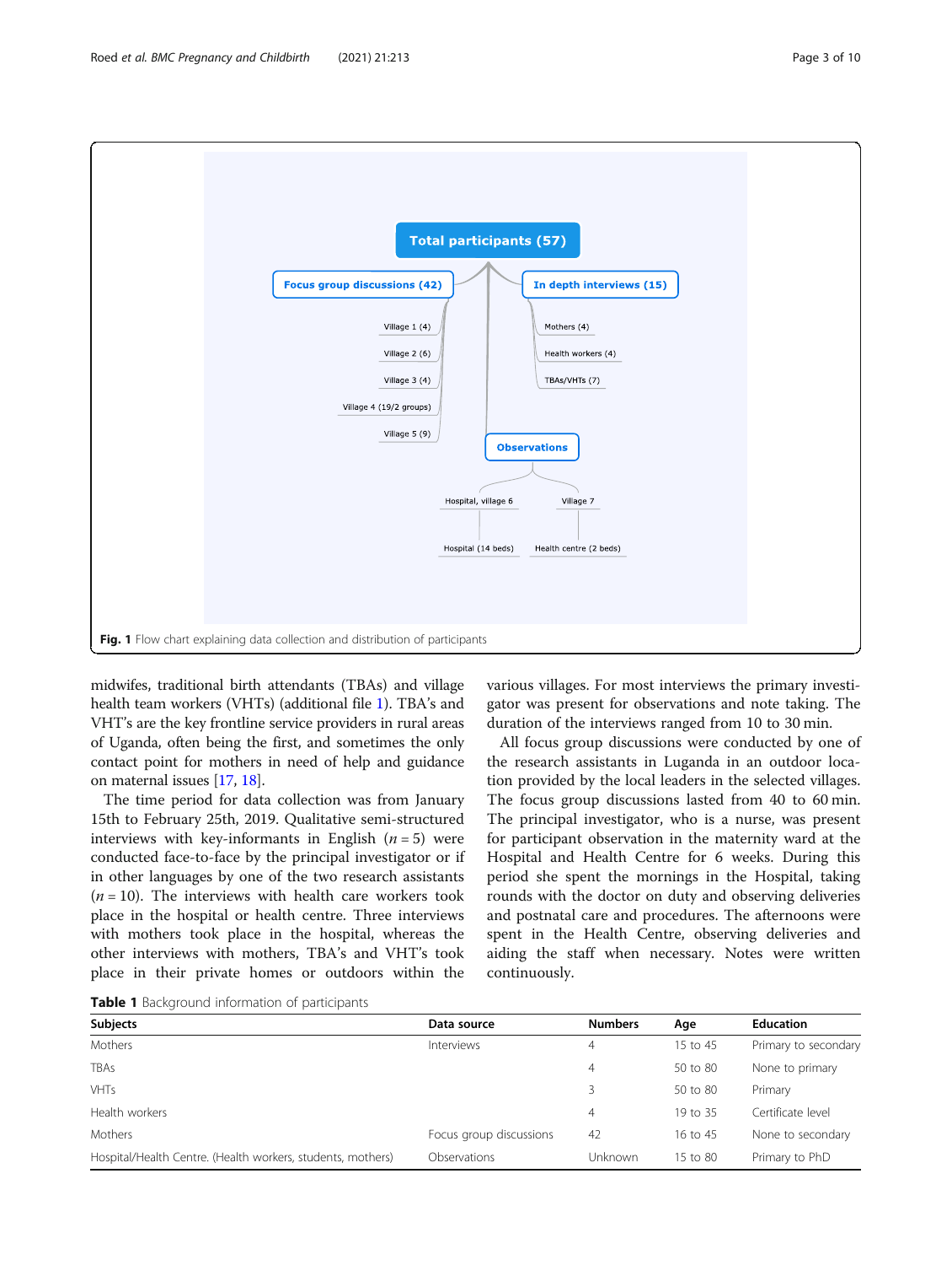Fig. 1 Flow chart explaining data collection and distribution of participants

midwifes, traditional birth attendants (TBAs) and village health team workers (VHTs) (additional file 1). TBA's and VHT's are the key frontline service providers in rural areas of Uganda, often being the first, and sometimes the only contact point for mothers in need of help and guidance on maternal issues [17, 18].

The time period for data collection was from January 15th to February 25th, 2019. Qualitative semi-structured interviews with key-informants in English ($n = 5$) were conducted face-to-face by the principal investigator or if in other languages by one of the two research assistants ($n = 10$). The interviews with health care workers took place in the hospital or health centre. Three interviews with mothers took place in the hospital, whereas the other interviews with mothers, TBA's and VHT's took place in their private homes or outdoors within the various villages. For most interviews the primary investigator was present for observations and note taking. The duration of the interviews ranged from 10 to 30 min.

All focus group discussions were conducted by one of the research assistants in Luganda in an outdoor location provided by the local leaders in the selected villages. The focus group discussions lasted from 40 to 60 min. The principal investigator, who is a nurse, was present for participant observation in the maternity ward at the Hospital and Health Centre for 6 weeks. During this period she spent the mornings in the Hospital, taking rounds with the doctor on duty and observing deliveries and postnatal care and procedures. The afternoons were spent in the Health Centre, observing deliveries and aiding the staff when necessary. Notes were written continuously.

**Table 1** Background information of participants

| Subjects | Data source | Numbers | Age | Education |
|---|---|---|---|---|
| Mothers | Interviews | 4 | 15 to 45 | Primary to secondary |
| TBAs | | 4 | 50 to 80 | None to primary |
| VHTs | | 3 | 50 to 80 | Primary |
| Health workers | | 4 | 19 to 35 | Certificate level |
| Mothers | Focus group discussions | 42 | 16 to 45 | None to secondary |
| Hospital/Health Centre. (Health workers, students, mothers) | Observations | Unknown | 15 to 80 | Primary to PhD |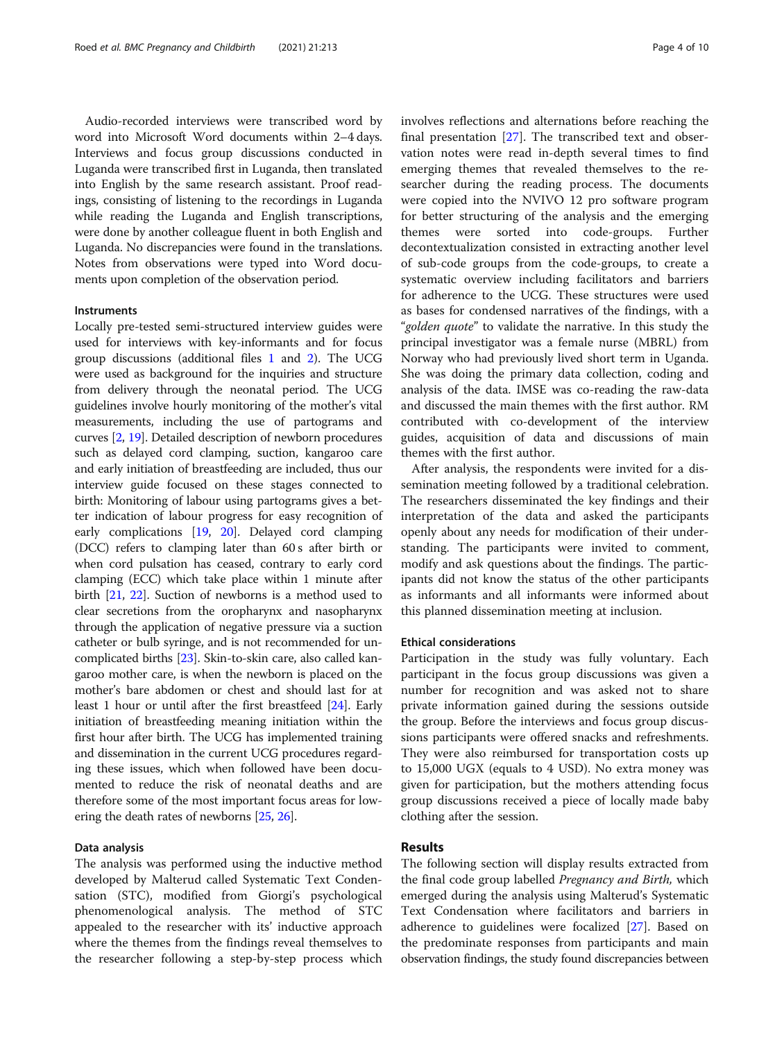Audio-recorded interviews were transcribed word by word into Microsoft Word documents within 2–4 days. Interviews and focus group discussions conducted in Luganda were transcribed first in Luganda, then translated into English by the same research assistant. Proof readings, consisting of listening to the recordings in Luganda while reading the Luganda and English transcriptions, were done by another colleague fluent in both English and Luganda. No discrepancies were found in the translations. Notes from observations were typed into Word documents upon completion of the observation period.

#### Instruments

Locally pre-tested semi-structured interview guides were used for interviews with key-informants and for focus group discussions (additional files 1 and 2). The UCG were used as background for the inquiries and structure from delivery through the neonatal period. The UCG guidelines involve hourly monitoring of the mother's vital measurements, including the use of partograms and curves [2, 19]. Detailed description of newborn procedures such as delayed cord clamping, suction, kangaroo care and early initiation of breastfeeding are included, thus our interview guide focused on these stages connected to birth: Monitoring of labour using partograms gives a better indication of labour progress for easy recognition of early complications [19, 20]. Delayed cord clamping (DCC) refers to clamping later than 60 s after birth or when cord pulsation has ceased, contrary to early cord clamping (ECC) which take place within 1 minute after birth [21, 22]. Suction of newborns is a method used to clear secretions from the oropharynx and nasopharynx through the application of negative pressure via a suction catheter or bulb syringe, and is not recommended for uncomplicated births [23]. Skin-to-skin care, also called kangaroo mother care, is when the newborn is placed on the mother's bare abdomen or chest and should last for at least 1 hour or until after the first breastfeed [24]. Early initiation of breastfeeding meaning initiation within the first hour after birth. The UCG has implemented training and dissemination in the current UCG procedures regarding these issues, which when followed have been documented to reduce the risk of neonatal deaths and are therefore some of the most important focus areas for lowering the death rates of newborns [25, 26].

#### Data analysis

The analysis was performed using the inductive method developed by Malterud called Systematic Text Condensation (STC), modified from Giorgi's psychological phenomenological analysis. The method of STC appealed to the researcher with its' inductive approach where the themes from the findings reveal themselves to the researcher following a step-by-step process which involves reflections and alternations before reaching the final presentation [27]. The transcribed text and observation notes were read in-depth several times to find emerging themes that revealed themselves to the researcher during the reading process. The documents were copied into the NVIVO 12 pro software program for better structuring of the analysis and the emerging themes were sorted into code-groups. Further decontextualization consisted in extracting another level of sub-code groups from the code-groups, to create a systematic overview including facilitators and barriers for adherence to the UCG. These structures were used as bases for condensed narratives of the findings, with a "*golden quote*" to validate the narrative. In this study the principal investigator was a female nurse (MBRL) from Norway who had previously lived short term in Uganda. She was doing the primary data collection, coding and analysis of the data. IMSE was co-reading the raw-data and discussed the main themes with the first author. RM contributed with co-development of the interview guides, acquisition of data and discussions of main themes with the first author.

After analysis, the respondents were invited for a dissemination meeting followed by a traditional celebration. The researchers disseminated the key findings and their interpretation of the data and asked the participants openly about any needs for modification of their understanding. The participants were invited to comment, modify and ask questions about the findings. The participants did not know the status of the other participants as informants and all informants were informed about this planned dissemination meeting at inclusion.

#### Ethical considerations

Participation in the study was fully voluntary. Each participant in the focus group discussions was given a number for recognition and was asked not to share private information gained during the sessions outside the group. Before the interviews and focus group discussions participants were offered snacks and refreshments. They were also reimbursed for transportation costs up to 15,000 UGX (equals to 4 USD). No extra money was given for participation, but the mothers attending focus group discussions received a piece of locally made baby clothing after the session.

## Results

The following section will display results extracted from the final code group labelled *Pregnancy and Birth,* which emerged during the analysis using Malterud's Systematic Text Condensation where facilitators and barriers in adherence to guidelines were focalized [27]. Based on the predominate responses from participants and main observation findings, the study found discrepancies between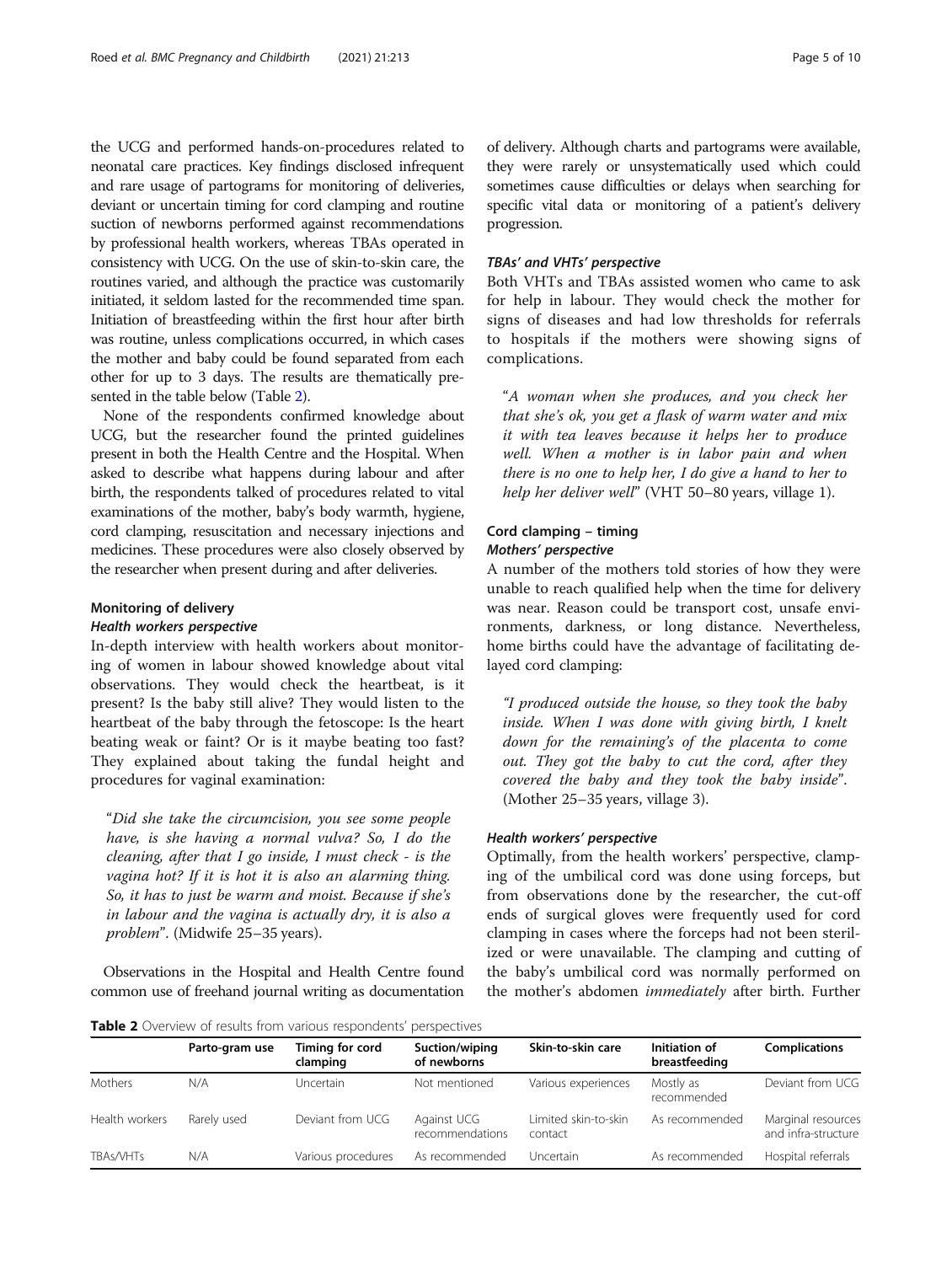the UCG and performed hands-on-procedures related to neonatal care practices. Key findings disclosed infrequent and rare usage of partograms for monitoring of deliveries, deviant or uncertain timing for cord clamping and routine suction of newborns performed against recommendations by professional health workers, whereas TBAs operated in consistency with UCG. On the use of skin-to-skin care, the routines varied, and although the practice was customarily initiated, it seldom lasted for the recommended time span. Initiation of breastfeeding within the first hour after birth was routine, unless complications occurred, in which cases the mother and baby could be found separated from each other for up to 3 days. The results are thematically presented in the table below (Table 2).

None of the respondents confirmed knowledge about UCG, but the researcher found the printed guidelines present in both the Health Centre and the Hospital. When asked to describe what happens during labour and after birth, the respondents talked of procedures related to vital examinations of the mother, baby's body warmth, hygiene, cord clamping, resuscitation and necessary injections and medicines. These procedures were also closely observed by the researcher when present during and after deliveries.

### Monitoring of delivery

#### *Health workers perspective*

In-depth interview with health workers about monitoring of women in labour showed knowledge about vital observations. They would check the heartbeat, is it present? Is the baby still alive? They would listen to the heartbeat of the baby through the fetoscope: Is the heart beating weak or faint? Or is it maybe beating too fast? They explained about taking the fundal height and procedures for vaginal examination:

> *"Did she take the circumcision, you see some people have, is she having a normal vulva? So, I do the cleaning, after that I go inside, I must check - is the vagina hot? If it is hot it is also an alarming thing. So, it has to just be warm and moist. Because if she's in labour and the vagina is actually dry, it is also a problem"*. (Midwife 25–35 years).

Observations in the Hospital and Health Centre found common use of freehand journal writing as documentation of delivery. Although charts and partograms were available, they were rarely or unsystematically used which could sometimes cause difficulties or delays when searching for specific vital data or monitoring of a patient's delivery progression.

#### *TBAs' and VHTs' perspective*

Both VHTs and TBAs assisted women who came to ask for help in labour. They would check the mother for signs of diseases and had low thresholds for referrals to hospitals if the mothers were showing signs of complications.

> *"A woman when she produces, and you check her that she's ok, you get a flask of warm water and mix it with tea leaves because it helps her to produce well. When a mother is in labor pain and when there is no one to help her, I do give a hand to her to help her deliver well"* (VHT 50–80 years, village 1).

### Cord clamping – timing

#### *Mothers' perspective*

A number of the mothers told stories of how they were unable to reach qualified help when the time for delivery was near. Reason could be transport cost, unsafe environments, darkness, or long distance. Nevertheless, home births could have the advantage of facilitating delayed cord clamping:

> *"I produced outside the house, so they took the baby inside. When I was done with giving birth, I knelt down for the remaining's of the placenta to come out. They got the baby to cut the cord, after they covered the baby and they took the baby inside"*. (Mother 25–35 years, village 3).

#### *Health workers' perspective*

Optimally, from the health workers' perspective, clamping of the umbilical cord was done using forceps, but from observations done by the researcher, the cut-off ends of surgical gloves were frequently used for cord clamping in cases where the forceps had not been sterilized or were unavailable. The clamping and cutting of the baby's umbilical cord was normally performed on the mother's abdomen *immediately* after birth. Further

**Table 2** Overview of results from various respondents' perspectives

| | Parto-gram use | Timing for cord clamping | Suction/wiping of newborns | Skin-to-skin care | Initiation of breastfeeding | Complications |
|---|---|---|---|---|---|---|
| Mothers | N/A | Uncertain | Not mentioned | Various experiences | Mostly as recommended | Deviant from UCG |
| Health workers | Rarely used | Deviant from UCG | Against UCG recommendations | Limited skin-to-skin contact | As recommended | Marginal resources and infra-structure |
| TBAs/VHTs | N/A | Various procedures | As recommended | Uncertain | As recommended | Hospital referrals |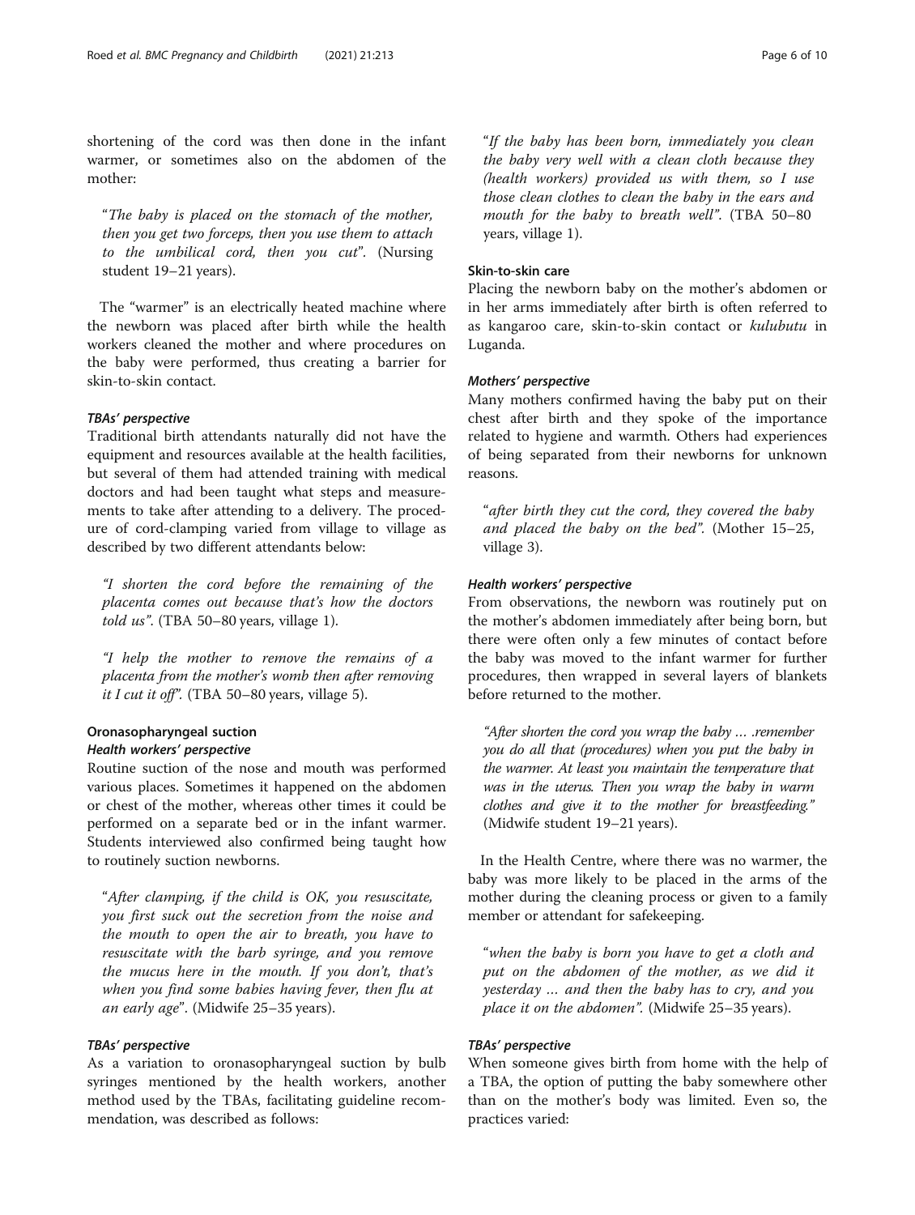shortening of the cord was then done in the infant warmer, or sometimes also on the abdomen of the mother:

> "*The baby is placed on the stomach of the mother, then you get two forceps, then you use them to attach to the umbilical cord, then you cut*". (Nursing student 19–21 years).

The "warmer" is an electrically heated machine where the newborn was placed after birth while the health workers cleaned the mother and where procedures on the baby were performed, thus creating a barrier for skin-to-skin contact.

#### TBAs' perspective

Traditional birth attendants naturally did not have the equipment and resources available at the health facilities, but several of them had attended training with medical doctors and had been taught what steps and measurements to take after attending to a delivery. The procedure of cord-clamping varied from village to village as described by two different attendants below:

> *"I shorten the cord before the remaining of the placenta comes out because that's how the doctors told us"*. (TBA 50–80 years, village 1).

> *"I help the mother to remove the remains of a placenta from the mother's womb then after removing it I cut it off"*. (TBA 50–80 years, village 5).

### Oronasopharyngeal suction

#### Health workers' perspective

Routine suction of the nose and mouth was performed various places. Sometimes it happened on the abdomen or chest of the mother, whereas other times it could be performed on a separate bed or in the infant warmer. Students interviewed also confirmed being taught how to routinely suction newborns.

> "*After clamping, if the child is OK, you resuscitate, you first suck out the secretion from the noise and the mouth to open the air to breath, you have to resuscitate with the barb syringe, and you remove the mucus here in the mouth. If you don't, that's when you find some babies having fever, then flu at an early age*". (Midwife 25–35 years).

#### TBAs' perspective

As a variation to oronasopharyngeal suction by bulb syringes mentioned by the health workers, another method used by the TBAs, facilitating guideline recommendation, was described as follows:

> "*If the baby has been born, immediately you clean the baby very well with a clean cloth because they (health workers) provided us with them, so I use those clean clothes to clean the baby in the ears and mouth for the baby to breath well*". (TBA 50–80 years, village 1).

### Skin-to-skin care

Placing the newborn baby on the mother's abdomen or in her arms immediately after birth is often referred to as kangaroo care, skin-to-skin contact or *kulubutu* in Luganda.

#### Mothers' perspective

Many mothers confirmed having the baby put on their chest after birth and they spoke of the importance related to hygiene and warmth. Others had experiences of being separated from their newborns for unknown reasons.

> "*after birth they cut the cord, they covered the baby and placed the baby on the bed*". (Mother 15–25, village 3).

#### Health workers' perspective

From observations, the newborn was routinely put on the mother's abdomen immediately after being born, but there were often only a few minutes of contact before the baby was moved to the infant warmer for further procedures, then wrapped in several layers of blankets before returned to the mother.

> *"After shorten the cord you wrap the baby … .remember you do all that (procedures) when you put the baby in the warmer. At least you maintain the temperature that was in the uterus. Then you wrap the baby in warm clothes and give it to the mother for breastfeeding."* (Midwife student 19–21 years).

In the Health Centre, where there was no warmer, the baby was more likely to be placed in the arms of the mother during the cleaning process or given to a family member or attendant for safekeeping.

> "*when the baby is born you have to get a cloth and put on the abdomen of the mother, as we did it yesterday … and then the baby has to cry, and you place it on the abdomen*". (Midwife 25–35 years).

#### TBAs' perspective

When someone gives birth from home with the help of a TBA, the option of putting the baby somewhere other than on the mother's body was limited. Even so, the practices varied: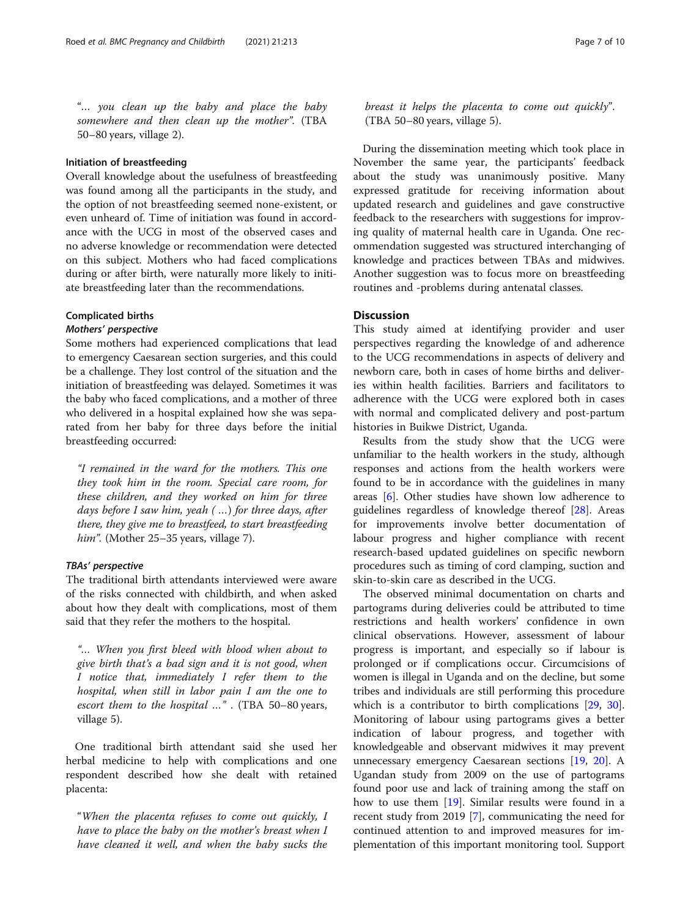"… you clean up the baby and place the baby somewhere and then clean up the mother". (TBA 50–80 years, village 2).

#### Initiation of breastfeeding

Overall knowledge about the usefulness of breastfeeding was found among all the participants in the study, and the option of not breastfeeding seemed none-existent, or even unheard of. Time of initiation was found in accordance with the UCG in most of the observed cases and no adverse knowledge or recommendation were detected on this subject. Mothers who had faced complications during or after birth, were naturally more likely to initiate breastfeeding later than the recommendations.

#### Complicated births

##### *Mothers' perspective*

Some mothers had experienced complications that lead to emergency Caesarean section surgeries, and this could be a challenge. They lost control of the situation and the initiation of breastfeeding was delayed. Sometimes it was the baby who faced complications, and a mother of three who delivered in a hospital explained how she was separated from her baby for three days before the initial breastfeeding occurred:

> *"I remained in the ward for the mothers. This one they took him in the room. Special care room, for these children, and they worked on him for three days before I saw him, yeah (…) for three days, after there, they give me to breastfeed, to start breastfeeding him".* (Mother 25–35 years, village 7).

##### *TBAs' perspective*

The traditional birth attendants interviewed were aware of the risks connected with childbirth, and when asked about how they dealt with complications, most of them said that they refer the mothers to the hospital.

> *"… When you first bleed with blood when about to give birth that's a bad sign and it is not good, when I notice that, immediately I refer them to the hospital, when still in labor pain I am the one to escort them to the hospital …"* . (TBA 50–80 years, village 5).

One traditional birth attendant said she used her herbal medicine to help with complications and one respondent described how she dealt with retained placenta:

> *"When the placenta refuses to come out quickly, I have to place the baby on the mother's breast when I have cleaned it well, and when the baby sucks the breast it helps the placenta to come out quickly".* (TBA 50–80 years, village 5).

During the dissemination meeting which took place in November the same year, the participants' feedback about the study was unanimously positive. Many expressed gratitude for receiving information about updated research and guidelines and gave constructive feedback to the researchers with suggestions for improving quality of maternal health care in Uganda. One recommendation suggested was structured interchanging of knowledge and practices between TBAs and midwives. Another suggestion was to focus more on breastfeeding routines and -problems during antenatal classes.

## Discussion

This study aimed at identifying provider and user perspectives regarding the knowledge of and adherence to the UCG recommendations in aspects of delivery and newborn care, both in cases of home births and deliveries within health facilities. Barriers and facilitators to adherence with the UCG were explored both in cases with normal and complicated delivery and post-partum histories in Buikwe District, Uganda.

Results from the study show that the UCG were unfamiliar to the health workers in the study, although responses and actions from the health workers were found to be in accordance with the guidelines in many areas [6]. Other studies have shown low adherence to guidelines regardless of knowledge thereof [28]. Areas for improvements involve better documentation of labour progress and higher compliance with recent research-based updated guidelines on specific newborn procedures such as timing of cord clamping, suction and skin-to-skin care as described in the UCG.

The observed minimal documentation on charts and partograms during deliveries could be attributed to time restrictions and health workers' confidence in own clinical observations. However, assessment of labour progress is important, and especially so if labour is prolonged or if complications occur. Circumcisions of women is illegal in Uganda and on the decline, but some tribes and individuals are still performing this procedure which is a contributor to birth complications [29, 30]. Monitoring of labour using partograms gives a better indication of labour progress, and together with knowledgeable and observant midwives it may prevent unnecessary emergency Caesarean sections [19, 20]. A Ugandan study from 2009 on the use of partograms found poor use and lack of training among the staff on how to use them [19]. Similar results were found in a recent study from 2019 [7], communicating the need for continued attention to and improved measures for implementation of this important monitoring tool. Support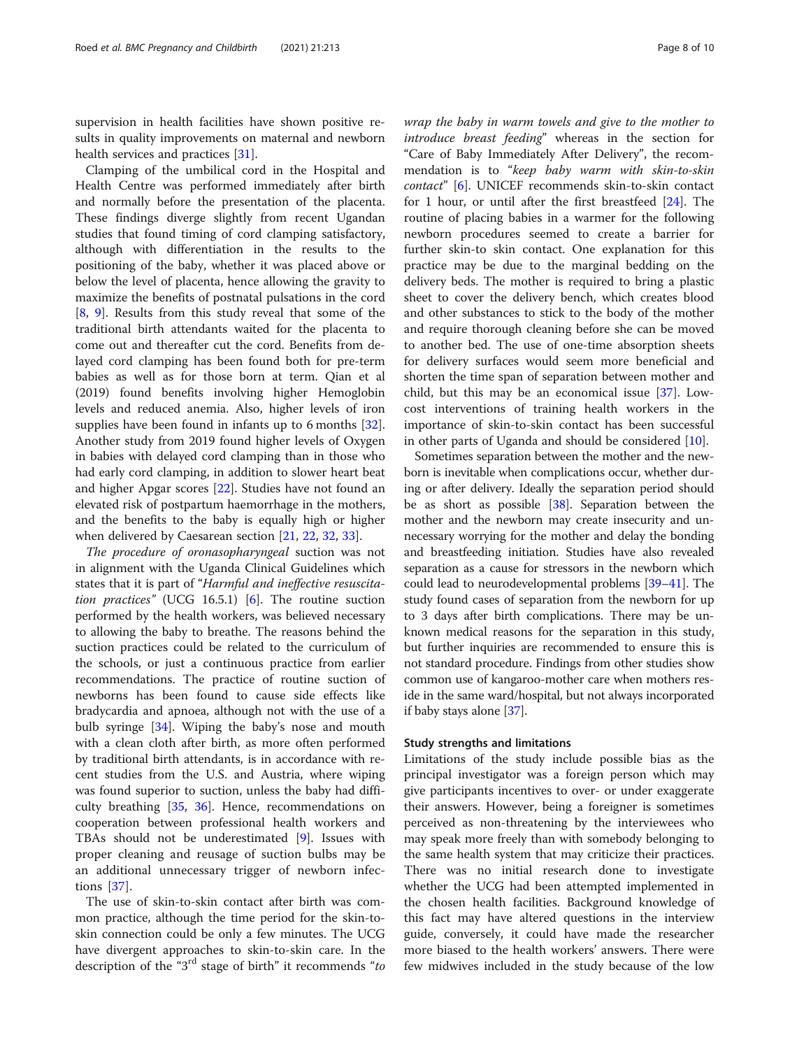supervision in health facilities have shown positive results in quality improvements on maternal and newborn health services and practices [31].

Clamping of the umbilical cord in the Hospital and Health Centre was performed immediately after birth and normally before the presentation of the placenta. These findings diverge slightly from recent Ugandan studies that found timing of cord clamping satisfactory, although with differentiation in the results to the positioning of the baby, whether it was placed above or below the level of placenta, hence allowing the gravity to maximize the benefits of postnatal pulsations in the cord [8, 9]. Results from this study reveal that some of the traditional birth attendants waited for the placenta to come out and thereafter cut the cord. Benefits from delayed cord clamping has been found both for pre-term babies as well as for those born at term. Qian et al (2019) found benefits involving higher Hemoglobin levels and reduced anemia. Also, higher levels of iron supplies have been found in infants up to 6 months [32]. Another study from 2019 found higher levels of Oxygen in babies with delayed cord clamping than in those who had early cord clamping, in addition to slower heart beat and higher Apgar scores [22]. Studies have not found an elevated risk of postpartum haemorrhage in the mothers, and the benefits to the baby is equally high or higher when delivered by Caesarean section [21, 22, 32, 33].

*The procedure of oronasopharyngeal* suction was not in alignment with the Uganda Clinical Guidelines which states that it is part of "*Harmful and ineffective resuscitation practices"* (UCG 16.5.1) [6]. The routine suction performed by the health workers, was believed necessary to allowing the baby to breathe. The reasons behind the suction practices could be related to the curriculum of the schools, or just a continuous practice from earlier recommendations. The practice of routine suction of newborns has been found to cause side effects like bradycardia and apnoea, although not with the use of a bulb syringe [34]. Wiping the baby's nose and mouth with a clean cloth after birth, as more often performed by traditional birth attendants, is in accordance with recent studies from the U.S. and Austria, where wiping was found superior to suction, unless the baby had difficulty breathing [35, 36]. Hence, recommendations on cooperation between professional health workers and TBAs should not be underestimated [9]. Issues with proper cleaning and reusage of suction bulbs may be an additional unnecessary trigger of newborn infections [37].

The use of skin-to-skin contact after birth was common practice, although the time period for the skin-to-skin connection could be only a few minutes. The UCG have divergent approaches to skin-to-skin care. In the description of the "3rd stage of birth" it recommends "*to wrap the baby in warm towels and give to the mother to introduce breast feeding*" whereas in the section for "Care of Baby Immediately After Delivery", the recommendation is to "*keep baby warm with skin-to-skin contact*" [6]. UNICEF recommends skin-to-skin contact for 1 hour, or until after the first breastfeed [24]. The routine of placing babies in a warmer for the following newborn procedures seemed to create a barrier for further skin-to skin contact. One explanation for this practice may be due to the marginal bedding on the delivery beds. The mother is required to bring a plastic sheet to cover the delivery bench, which creates blood and other substances to stick to the body of the mother and require thorough cleaning before she can be moved to another bed. The use of one-time absorption sheets for delivery surfaces would seem more beneficial and shorten the time span of separation between mother and child, but this may be an economical issue [37]. Low-cost interventions of training health workers in the importance of skin-to-skin contact has been successful in other parts of Uganda and should be considered [10].

Sometimes separation between the mother and the newborn is inevitable when complications occur, whether during or after delivery. Ideally the separation period should be as short as possible [38]. Separation between the mother and the newborn may create insecurity and unnecessary worrying for the mother and delay the bonding and breastfeeding initiation. Studies have also revealed separation as a cause for stressors in the newborn which could lead to neurodevelopmental problems [39–41]. The study found cases of separation from the newborn for up to 3 days after birth complications. There may be unknown medical reasons for the separation in this study, but further inquiries are recommended to ensure this is not standard procedure. Findings from other studies show common use of kangaroo-mother care when mothers reside in the same ward/hospital, but not always incorporated if baby stays alone [37].

### Study strengths and limitations

Limitations of the study include possible bias as the principal investigator was a foreign person which may give participants incentives to over- or under exaggerate their answers. However, being a foreigner is sometimes perceived as non-threatening by the interviewees who may speak more freely than with somebody belonging to the same health system that may criticize their practices. There was no initial research done to investigate whether the UCG had been attempted implemented in the chosen health facilities. Background knowledge of this fact may have altered questions in the interview guide, conversely, it could have made the researcher more biased to the health workers' answers. There were few midwives included in the study because of the low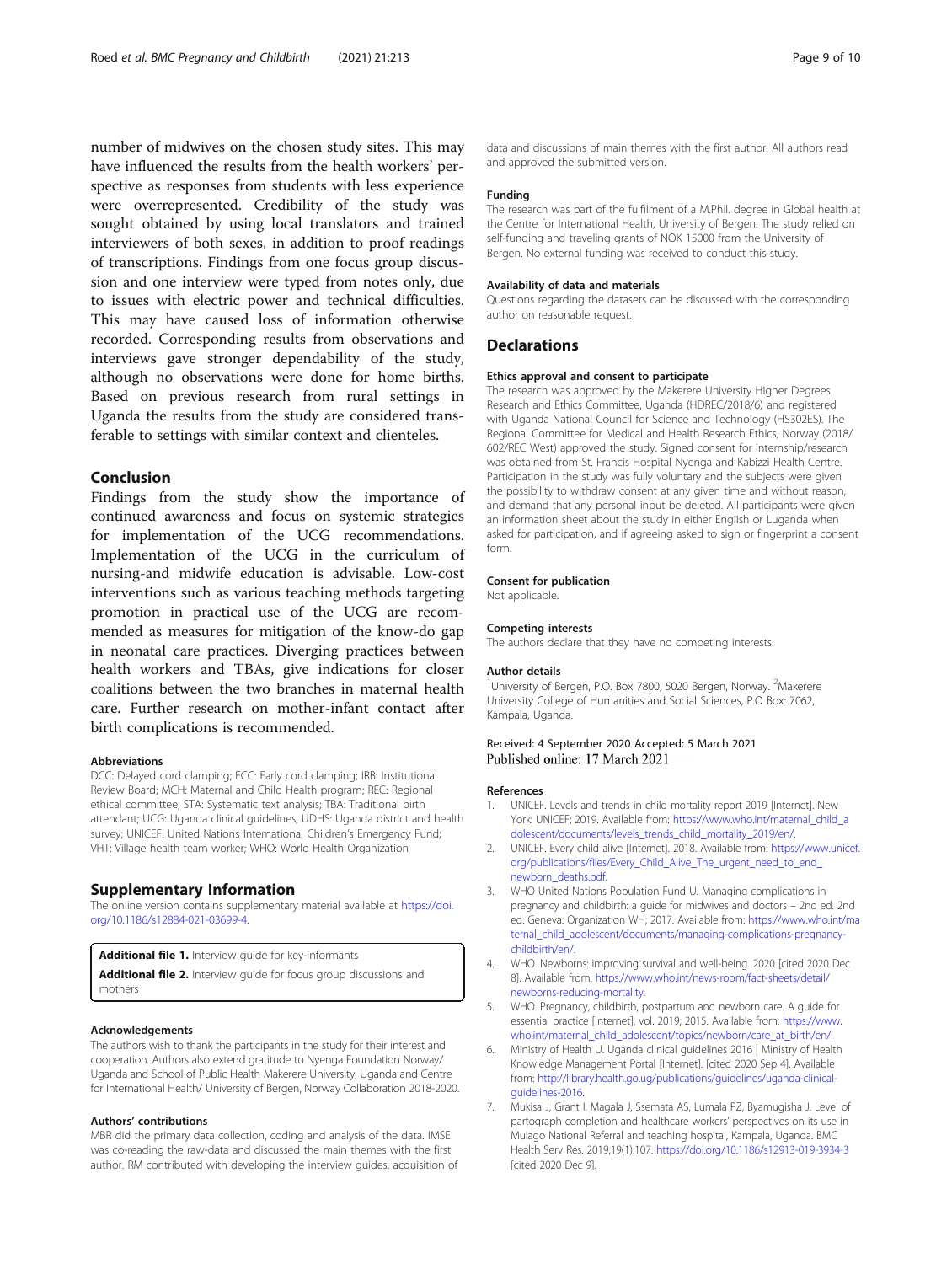number of midwives on the chosen study sites. This may have influenced the results from the health workers' perspective as responses from students with less experience were overrepresented. Credibility of the study was sought obtained by using local translators and trained interviewers of both sexes, in addition to proof readings of transcriptions. Findings from one focus group discussion and one interview were typed from notes only, due to issues with electric power and technical difficulties. This may have caused loss of information otherwise recorded. Corresponding results from observations and interviews gave stronger dependability of the study, although no observations were done for home births. Based on previous research from rural settings in Uganda the results from the study are considered transferable to settings with similar context and clienteles.

## Conclusion

Findings from the study show the importance of continued awareness and focus on systemic strategies for implementation of the UCG recommendations. Implementation of the UCG in the curriculum of nursing-and midwife education is advisable. Low-cost interventions such as various teaching methods targeting promotion in practical use of the UCG are recommended as measures for mitigation of the know-do gap in neonatal care practices. Diverging practices between health workers and TBAs, give indications for closer coalitions between the two branches in maternal health care. Further research on mother-infant contact after birth complications is recommended.

#### Abbreviations

DCC: Delayed cord clamping; ECC: Early cord clamping; IRB: Institutional Review Board; MCH: Maternal and Child Health program; REC: Regional ethical committee; STA: Systematic text analysis; TBA: Traditional birth attendant; UCG: Uganda clinical guidelines; UDHS: Uganda district and health survey; UNICEF: United Nations International Children's Emergency Fund; VHT: Village health team worker; WHO: World Health Organization

## Supplementary Information

The online version contains supplementary material available at https://doi.org/10.1186/s12884-021-03699-4.

**Additional file 1.** Interview guide for key-informants

**Additional file 2.** Interview guide for focus group discussions and mothers

#### Acknowledgements

The authors wish to thank the participants in the study for their interest and cooperation. Authors also extend gratitude to Nyenga Foundation Norway/ Uganda and School of Public Health Makerere University, Uganda and Centre for International Health/ University of Bergen, Norway Collaboration 2018-2020.

#### Authors' contributions

MBR did the primary data collection, coding and analysis of the data. IMSE was co-reading the raw-data and discussed the main themes with the first author. RM contributed with developing the interview guides, acquisition of data and discussions of main themes with the first author. All authors read and approved the submitted version.

#### Funding

The research was part of the fulfilment of a M.Phil. degree in Global health at the Centre for International Health, University of Bergen. The study relied on self-funding and traveling grants of NOK 15000 from the University of Bergen. No external funding was received to conduct this study.

#### Availability of data and materials

Questions regarding the datasets can be discussed with the corresponding author on reasonable request.

## Declarations

#### Ethics approval and consent to participate

The research was approved by the Makerere University Higher Degrees Research and Ethics Committee, Uganda (HDREC/2018/6) and registered with Uganda National Council for Science and Technology (HS302ES). The Regional Committee for Medical and Health Research Ethics, Norway (2018/602/REC West) approved the study. Signed consent for internship/research was obtained from St. Francis Hospital Nyenga and Kabizzi Health Centre. Participation in the study was fully voluntary and the subjects were given the possibility to withdraw consent at any given time and without reason, and demand that any personal input be deleted. All participants were given an information sheet about the study in either English or Luganda when asked for participation, and if agreeing asked to sign or fingerprint a consent form.

#### Consent for publication

Not applicable.

#### Competing interests

The authors declare that they have no competing interests.

#### Author details

[1]University of Bergen, P.O. Box 7800, 5020 Bergen, Norway. [2]Makerere University College of Humanities and Social Sciences, P.O Box: 7062, Kampala, Uganda.

Received: 4 September 2020 Accepted: 5 March 2021
Published online: 17 March 2021

#### References

1. UNICEF. Levels and trends in child mortality report 2019 [Internet]. New York: UNICEF; 2019. Available from: https://www.who.int/maternal_child_adolescent/documents/levels_trends_child_mortality_2019/en/.
2. UNICEF. Every child alive [Internet]. 2018. Available from: https://www.unicef.org/publications/files/Every_Child_Alive_The_urgent_need_to_end_newborn_deaths.pdf.
3. WHO United Nations Population Fund U. Managing complications in pregnancy and childbirth: a guide for midwives and doctors – 2nd ed. 2nd ed. Geneva: Organization WH; 2017. Available from: https://www.who.int/maternal_child_adolescent/documents/managing-complications-pregnancy-childbirth/en/.
4. WHO. Newborns: improving survival and well-being. 2020 [cited 2020 Dec 8]. Available from: https://www.who.int/news-room/fact-sheets/detail/newborns-reducing-mortality.
5. WHO. Pregnancy, childbirth, postpartum and newborn care. A guide for essential practice [Internet], vol. 2019; 2015. Available from: https://www.who.int/maternal_child_adolescent/topics/newborn/care_at_birth/en/.
6. Ministry of Health U. Uganda clinical guidelines 2016 | Ministry of Health Knowledge Management Portal [Internet]. [cited 2020 Sep 4]. Available from: http://library.health.go.ug/publications/guidelines/uganda-clinical-guidelines-2016.
7. Mukisa J, Grant I, Magala J, Ssemata AS, Lumala PZ, Byamugisha J. Level of partograph completion and healthcare workers' perspectives on its use in Mulago National Referral and teaching hospital, Kampala, Uganda. BMC Health Serv Res. 2019;19(1):107. https://doi.org/10.1186/s12913-019-3934-3 [cited 2020 Dec 9].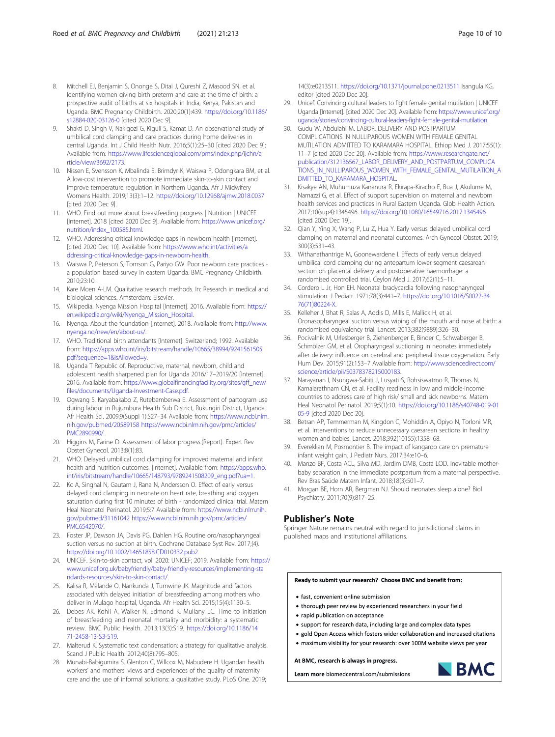8. Mitchell EJ, Benjamin S, Ononge S, Ditai J, Qureshi Z, Masood SN, et al. Identifying women giving birth preterm and care at the time of birth: a prospective audit of births at six hospitals in India, Kenya, Pakistan and Uganda. BMC Pregnancy Childbirth. 2020;20(1):439. https://doi.org/10.1186/s12884-020-03126-0 [cited 2020 Dec 9].
9. Shakti D, Singh V, Nakigozi G, Kiguli S, Kamat D. An observational study of umbilical cord clamping and care practices during home deliveries in central Uganda. Int J Child Health Nutr. 2016;5(1):25–30 [cited 2020 Dec 9]; Available from: https://www.lifescienceglobal.com/pms/index.php/ijchn/article/view/3692/2173.
10. Nissen E, Svensson K, Mbalinda S, Brimdyr K, Waiswa P, Odongkara BM, et al. A low-cost intervention to promote immediate skin-to-skin contact and improve temperature regulation in Northern Uganda. Afr J Midwifery Womens Health. 2019;13(3):1–12. https://doi.org/10.12968/ajmw.2018.0037 [cited 2020 Dec 9].
11. WHO. Find out more about breastfeeding progress | Nutrition | UNICEF [Internet]. 2018 [cited 2020 Dec 9]. Available from: https://www.unicef.org/nutrition/index_100585.html.
12. WHO. Addressing critical knowledge gaps in newborn health [Internet]. [cited 2020 Dec 10]. Available from: https://www.who.int/activities/addressing-critical-knowledge-gaps-in-newborn-health.
13. Waiswa P, Peterson S, Tomson G, Pariyo GW. Poor newborn care practices - a population based survey in eastern Uganda. BMC Pregnancy Childbirth. 2010;23:10.
14. Kare Moen A-LM. Qualitative research methods. In: Research in medical and biological sciences. Amsterdam: Elsevier.
15. Wikipedia. Nyenga Mission Hospital [Internet]. 2016. Available from: https://en.wikipedia.org/wiki/Nyenga_Mission_Hospital.
16. Nyenga. About the foundation [Internet]. 2018. Available from: http://www.nyenga.no/new/en/about-us/.
17. WHO. Traditional birth attendants [Internet]. Switzerland; 1992. Available from: https://apps.who.int/iris/bitstream/handle/10665/38994/9241561505.pdf?sequence=1&isAllowed=y.
18. Uganda T Republic of. Reproductive, maternal, newborn, child and adolescent health sharpened plan for Uganda 2016/17–2019/20 [Internet]. 2016. Available from: https://www.globalfinancingfacility.org/sites/gff_new/files/documents/Uganda-Investment-Case.pdf.
19. Ogwang S, Karyabakabo Z, Rutebemberwa E. Assessment of partogram use during labour in Rujumbura Health Sub District, Rukungiri District, Uganda. Afr Health Sci. 2009;9(Suppl 1):S27–34 Available from: https://www.ncbi.nlm.nih.gov/pubmed/20589158 https://www.ncbi.nlm.nih.gov/pmc/articles/PMC2890990/.
20. Higgins M, Farine D. Assessment of labor progress.(Report). Expert Rev Obstet Gynecol. 2013;8(1):83.
21. WHO. Delayed umbilical cord clamping for improved maternal and infant health and nutrition outcomes. [Internet]. Available from: https://apps.who.int/iris/bitstream/handle/10665/148793/9789241508209_eng.pdf?ua=1.
22. Kc A, Singhal N, Gautam J, Rana N, Andersson O. Effect of early versus delayed cord clamping in neonate on heart rate, breathing and oxygen saturation during first 10 minutes of birth - randomized clinical trial. Matern Heal Neonatol Perinatol. 2019;5:7 Available from: https://www.ncbi.nlm.nih.gov/pubmed/31161042 https://www.ncbi.nlm.nih.gov/pmc/articles/PMC6542070/.
23. Foster JP, Dawson JA, Davis PG, Dahlen HG. Routine oro/nasopharyngeal suction versus no suction at birth. Cochrane Database Syst Rev. 2017;(4). https://doi.org/10.1002/14651858.CD010332.pub2.
24. UNICEF. Skin-to-skin contact, vol. 2020: UNICEF; 2019. Available from: https://www.unicef.org.uk/babyfriendly/baby-friendly-resources/implementing-standards-resources/skin-to-skin-contact/.
25. Kalisa R, Malande O, Nankunda J, Tumwine JK. Magnitude and factors associated with delayed initiation of breastfeeding among mothers who deliver in Mulago hospital, Uganda. Afr Health Sci. 2015;15(4):1130–5.
26. Debes AK, Kohli A, Walker N, Edmond K, Mullany LC. Time to initiation of breastfeeding and neonatal mortality and morbidity: a systematic review. BMC Public Health. 2013;13(3):S19. https://doi.org/10.1186/1471-2458-13-S3-S19.
27. Malterud K. Systematic text condensation: a strategy for qualitative analysis. Scand J Public Health. 2012;40(8):795–805.
28. Munabi-Babigumira S, Glenton C, Willcox M, Nabudere H. Ugandan health workers' and mothers' views and experiences of the quality of maternity care and the use of informal solutions: a qualitative study. PLoS One. 2019; 14(3):e0213511. https://doi.org/10.1371/journal.pone.0213511 Isangula KG, editor [cited 2020 Dec 20].
29. Unicef. Convincing cultural leaders to fight female genital mutilation | UNICEF Uganda [Internet]. [cited 2020 Dec 20]. Available from: https://www.unicef.org/uganda/stories/convincing-cultural-leaders-fight-female-genital-mutilation.
30. Gudu W, Abdulahi M. LABOR, DELIVERY AND POSTPARTUM COMPLICATIONS IN NULLIPAROUS WOMEN WITH FEMALE GENITAL MUTILATION ADMITTED TO KARAMARA HOSPITAL. Ethiop Med J. 2017;55(1):11–7 [cited 2020 Dec 20]. Available from: https://www.researchgate.net/publication/312136567_LABOR_DELIVERY_AND_POSTPARTUM_COMPLICATIONS_IN_NULLIPAROUS_WOMEN_WITH_FEMALE_GENITAL_MUTILATION_ADMITTED_TO_KARAMARA_HOSPITAL.
31. Kisakye AN, Muhumuza Kananura R, Ekirapa-Kiracho E, Bua J, Akulume M, Namazzi G, et al. Effect of support supervision on maternal and newborn health services and practices in Rural Eastern Uganda. Glob Health Action. 2017;10(sup4):1345496. https://doi.org/10.1080/16549716.2017.1345496 [cited 2020 Dec 19].
32. Qian Y, Ying X, Wang P, Lu Z, Hua Y. Early versus delayed umbilical cord clamping on maternal and neonatal outcomes. Arch Gynecol Obstet. 2019; 300(3):531–43.
33. Withanathantrige M, Goonewardene I. Effects of early versus delayed umbilical cord clamping during antepartum lower segment caesarean section on placental delivery and postoperative haemorrhage: a randomised controlled trial. Ceylon Med J. 2017;62(1):5–11.
34. Cordero L Jr, Hon EH. Neonatal bradycardia following nasopharyngeal stimulation. J Pediatr. 1971;78(3):441–7. https://doi.org/10.1016/S0022-3476(71)80224-X.
35. Kelleher J, Bhat R, Salas A, Addis D, Mills E, Mallick H, et al. Oronasopharyngeal suction versus wiping of the mouth and nose at birth: a randomised equivalency trial. Lancet. 2013;382(9889):326–30.
36. Pocivalnik M, Urlesberger B, Ziehenberger E, Binder C, Schwaberger B, Schmölzer GM, et al. Oropharyngeal suctioning in neonates immediately after delivery: influence on cerebral and peripheral tissue oxygenation. Early Hum Dev. 2015;91(2):153–7 Available from: http://www.sciencedirect.com/science/article/pii/S0378378215000183.
37. Narayanan I, Nsungwa-Sabiti J, Lusyati S, Rohsiswatmo R, Thomas N, Kamalarathnam CN, et al. Facility readiness in low and middle-income countries to address care of high risk/ small and sick newborns. Matern Heal Neonatol Perinatol. 2019;5(1):10. https://doi.org/10.1186/s40748-019-0105-9 [cited 2020 Dec 20].
38. Betran AP, Temmerman M, Kingdon C, Mohiddin A, Opiyo N, Torloni MR, et al. Interventions to reduce unnecessary caesarean sections in healthy women and babies. Lancet. 2018;392(10155):1358–68.
39. Evereklian M, Posmontier B. The impact of kangaroo care on premature infant weight gain. J Pediatr Nurs. 2017;34:e10–6.
40. Manzo BF, Costa ACL, Silva MD, Jardim DMB, Costa LOD. Inevitable mother-baby separation in the immediate postpartum from a maternal perspective. Rev Bras Saúde Matern Infant. 2018;18(3):501–7.
41. Morgan BE, Horn AR, Bergman NJ. Should neonates sleep alone? Biol Psychiatry. 2011;70(9):817–25.

## Publisher's Note

Springer Nature remains neutral with regard to jurisdictional claims in published maps and institutional affiliations.

**Ready to submit your research? Choose BMC and benefit from:**

- fast, convenient online submission
- thorough peer review by experienced researchers in your field
- rapid publication on acceptance
- support for research data, including large and complex data types
- gold Open Access which fosters wider collaboration and increased citations
- maximum visibility for your research: over 100M website views per year

**At BMC, research is always in progress.**

**Learn more** biomedcentral.com/submissions